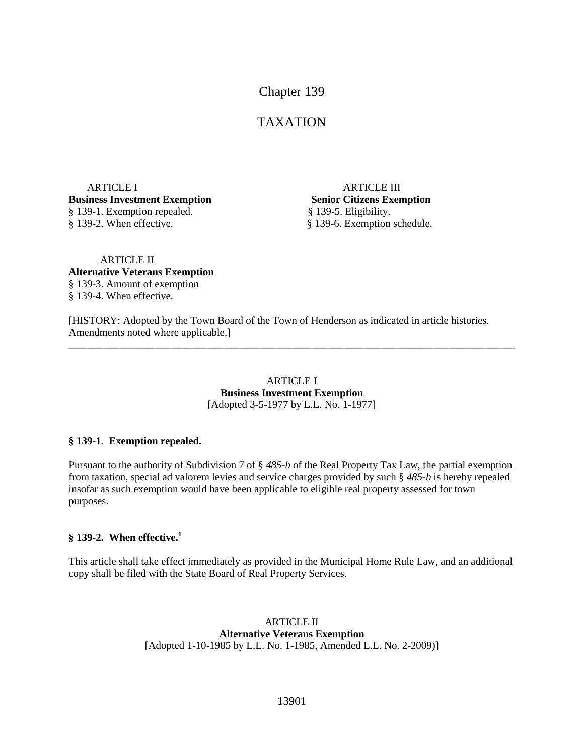# Chapter 139

# TAXATION

ARTICLE I
**Business Investment Exemption**
§ 139-1. Exemption repealed.
§ 139-2. When effective.

ARTICLE II
**Alternative Veterans Exemption**
§ 139-3. Amount of exemption
§ 139-4. When effective.

ARTICLE III
**Senior Citizens Exemption**
§ 139-5. Eligibility.
§ 139-6. Exemption schedule.

[HISTORY: Adopted by the Town Board of the Town of Henderson as indicated in article histories. Amendments noted where applicable.]

---

## ARTICLE I
## Business Investment Exemption
[Adopted 3-5-1977 by L.L. No. 1-1977]

### § 139-1. Exemption repealed.

Pursuant to the authority of Subdivision 7 of § *485-b* of the Real Property Tax Law, the partial exemption from taxation, special ad valorem levies and service charges provided by such § *485-b* is hereby repealed insofar as such exemption would have been applicable to eligible real property assessed for town purposes.

### § 139-2. When effective.[1]

This article shall take effect immediately as provided in the Municipal Home Rule Law, and an additional copy shall be filed with the State Board of Real Property Services.

## ARTICLE II
## Alternative Veterans Exemption
[Adopted 1-10-1985 by L.L. No. 1-1985, Amended L.L. No. 2-2009)]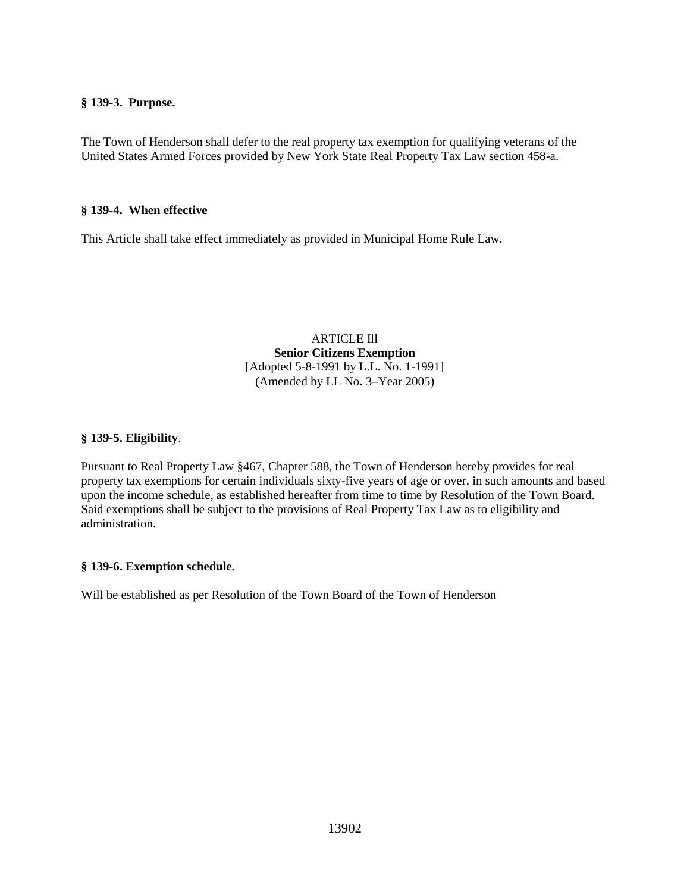**§ 139-3. Purpose.**

The Town of Henderson shall defer to the real property tax exemption for qualifying veterans of the United States Armed Forces provided by New York State Real Property Tax Law section 458-a.

**§ 139-4. When effective**

This Article shall take effect immediately as provided in Municipal Home Rule Law.

ARTICLE Ill

**Senior Citizens Exemption**

[Adopted 5-8-1991 by L.L. No. 1-1991]

(Amended by LL No. 3–Year 2005)

**§ 139-5. Eligibility**.

Pursuant to Real Property Law §467, Chapter 588, the Town of Henderson hereby provides for real property tax exemptions for certain individuals sixty-five years of age or over, in such amounts and based upon the income schedule, as established hereafter from time to time by Resolution of the Town Board. Said exemptions shall be subject to the provisions of Real Property Tax Law as to eligibility and administration.

**§ 139-6. Exemption schedule.**

Will be established as per Resolution of the Town Board of the Town of Henderson